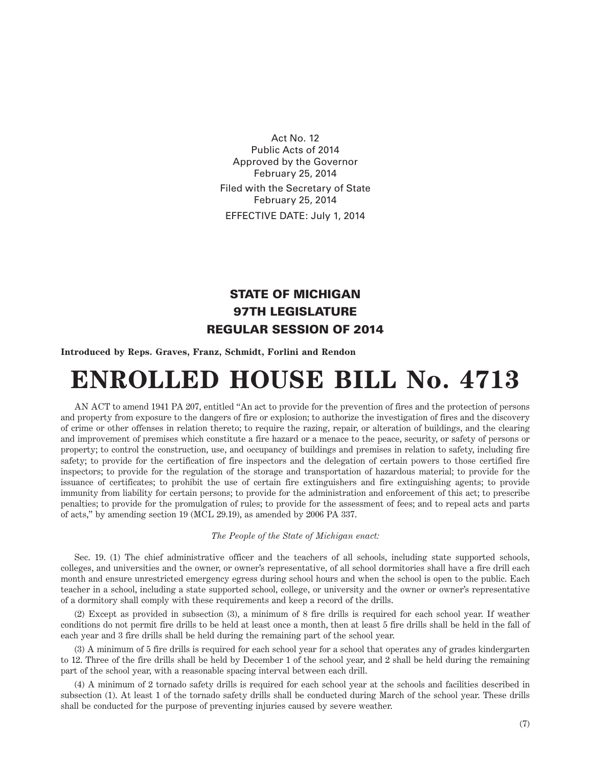Act No. 12
Public Acts of 2014
Approved by the Governor
February 25, 2014

Filed with the Secretary of State
February 25, 2014

EFFECTIVE DATE: July 1, 2014

## STATE OF MICHIGAN
## 97TH LEGISLATURE
## REGULAR SESSION OF 2014

**Introduced by Reps. Graves, Franz, Schmidt, Forlini and Rendon**

# ENROLLED HOUSE BILL No. 4713

AN ACT to amend 1941 PA 207, entitled "An act to provide for the prevention of fires and the protection of persons and property from exposure to the dangers of fire or explosion; to authorize the investigation of fires and the discovery of crime or other offenses in relation thereto; to require the razing, repair, or alteration of buildings, and the clearing and improvement of premises which constitute a fire hazard or a menace to the peace, security, or safety of persons or property; to control the construction, use, and occupancy of buildings and premises in relation to safety, including fire safety; to provide for the certification of fire inspectors and the delegation of certain powers to those certified fire inspectors; to provide for the regulation of the storage and transportation of hazardous material; to provide for the issuance of certificates; to prohibit the use of certain fire extinguishers and fire extinguishing agents; to provide immunity from liability for certain persons; to provide for the administration and enforcement of this act; to prescribe penalties; to provide for the promulgation of rules; to provide for the assessment of fees; and to repeal acts and parts of acts," by amending section 19 (MCL 29.19), as amended by 2006 PA 337.

*The People of the State of Michigan enact:*

Sec. 19. (1) The chief administrative officer and the teachers of all schools, including state supported schools, colleges, and universities and the owner, or owner's representative, of all school dormitories shall have a fire drill each month and ensure unrestricted emergency egress during school hours and when the school is open to the public. Each teacher in a school, including a state supported school, college, or university and the owner or owner's representative of a dormitory shall comply with these requirements and keep a record of the drills.

(2) Except as provided in subsection (3), a minimum of 8 fire drills is required for each school year. If weather conditions do not permit fire drills to be held at least once a month, then at least 5 fire drills shall be held in the fall of each year and 3 fire drills shall be held during the remaining part of the school year.

(3) A minimum of 5 fire drills is required for each school year for a school that operates any of grades kindergarten to 12. Three of the fire drills shall be held by December 1 of the school year, and 2 shall be held during the remaining part of the school year, with a reasonable spacing interval between each drill.

(4) A minimum of 2 tornado safety drills is required for each school year at the schools and facilities described in subsection (1). At least 1 of the tornado safety drills shall be conducted during March of the school year. These drills shall be conducted for the purpose of preventing injuries caused by severe weather.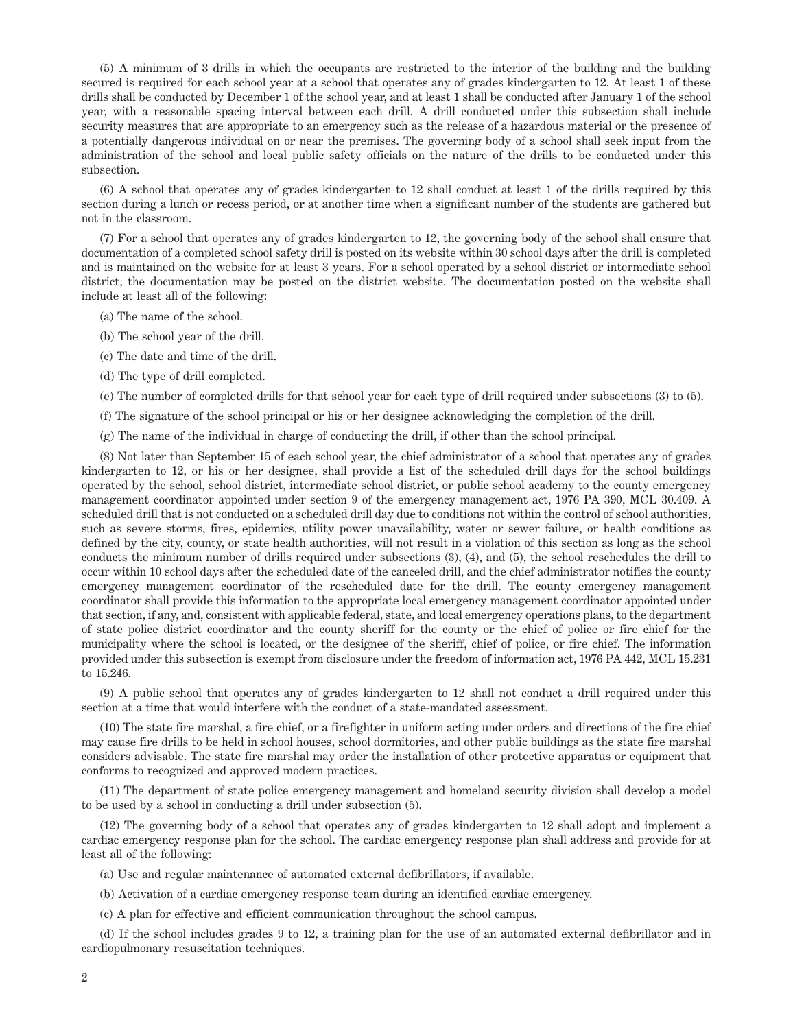(5) A minimum of 3 drills in which the occupants are restricted to the interior of the building and the building secured is required for each school year at a school that operates any of grades kindergarten to 12. At least 1 of these drills shall be conducted by December 1 of the school year, and at least 1 shall be conducted after January 1 of the school year, with a reasonable spacing interval between each drill. A drill conducted under this subsection shall include security measures that are appropriate to an emergency such as the release of a hazardous material or the presence of a potentially dangerous individual on or near the premises. The governing body of a school shall seek input from the administration of the school and local public safety officials on the nature of the drills to be conducted under this subsection.

(6) A school that operates any of grades kindergarten to 12 shall conduct at least 1 of the drills required by this section during a lunch or recess period, or at another time when a significant number of the students are gathered but not in the classroom.

(7) For a school that operates any of grades kindergarten to 12, the governing body of the school shall ensure that documentation of a completed school safety drill is posted on its website within 30 school days after the drill is completed and is maintained on the website for at least 3 years. For a school operated by a school district or intermediate school district, the documentation may be posted on the district website. The documentation posted on the website shall include at least all of the following:

(a) The name of the school.

(b) The school year of the drill.

(c) The date and time of the drill.

(d) The type of drill completed.

(e) The number of completed drills for that school year for each type of drill required under subsections (3) to (5).

(f) The signature of the school principal or his or her designee acknowledging the completion of the drill.

(g) The name of the individual in charge of conducting the drill, if other than the school principal.

(8) Not later than September 15 of each school year, the chief administrator of a school that operates any of grades kindergarten to 12, or his or her designee, shall provide a list of the scheduled drill days for the school buildings operated by the school, school district, intermediate school district, or public school academy to the county emergency management coordinator appointed under section 9 of the emergency management act, 1976 PA 390, MCL 30.409. A scheduled drill that is not conducted on a scheduled drill day due to conditions not within the control of school authorities, such as severe storms, fires, epidemics, utility power unavailability, water or sewer failure, or health conditions as defined by the city, county, or state health authorities, will not result in a violation of this section as long as the school conducts the minimum number of drills required under subsections (3), (4), and (5), the school reschedules the drill to occur within 10 school days after the scheduled date of the canceled drill, and the chief administrator notifies the county emergency management coordinator of the rescheduled date for the drill. The county emergency management coordinator shall provide this information to the appropriate local emergency management coordinator appointed under that section, if any, and, consistent with applicable federal, state, and local emergency operations plans, to the department of state police district coordinator and the county sheriff for the county or the chief of police or fire chief for the municipality where the school is located, or the designee of the sheriff, chief of police, or fire chief. The information provided under this subsection is exempt from disclosure under the freedom of information act, 1976 PA 442, MCL 15.231 to 15.246.

(9) A public school that operates any of grades kindergarten to 12 shall not conduct a drill required under this section at a time that would interfere with the conduct of a state-mandated assessment.

(10) The state fire marshal, a fire chief, or a firefighter in uniform acting under orders and directions of the fire chief may cause fire drills to be held in school houses, school dormitories, and other public buildings as the state fire marshal considers advisable. The state fire marshal may order the installation of other protective apparatus or equipment that conforms to recognized and approved modern practices.

(11) The department of state police emergency management and homeland security division shall develop a model to be used by a school in conducting a drill under subsection (5).

(12) The governing body of a school that operates any of grades kindergarten to 12 shall adopt and implement a cardiac emergency response plan for the school. The cardiac emergency response plan shall address and provide for at least all of the following:

(a) Use and regular maintenance of automated external defibrillators, if available.

(b) Activation of a cardiac emergency response team during an identified cardiac emergency.

(c) A plan for effective and efficient communication throughout the school campus.

(d) If the school includes grades 9 to 12, a training plan for the use of an automated external defibrillator and in cardiopulmonary resuscitation techniques.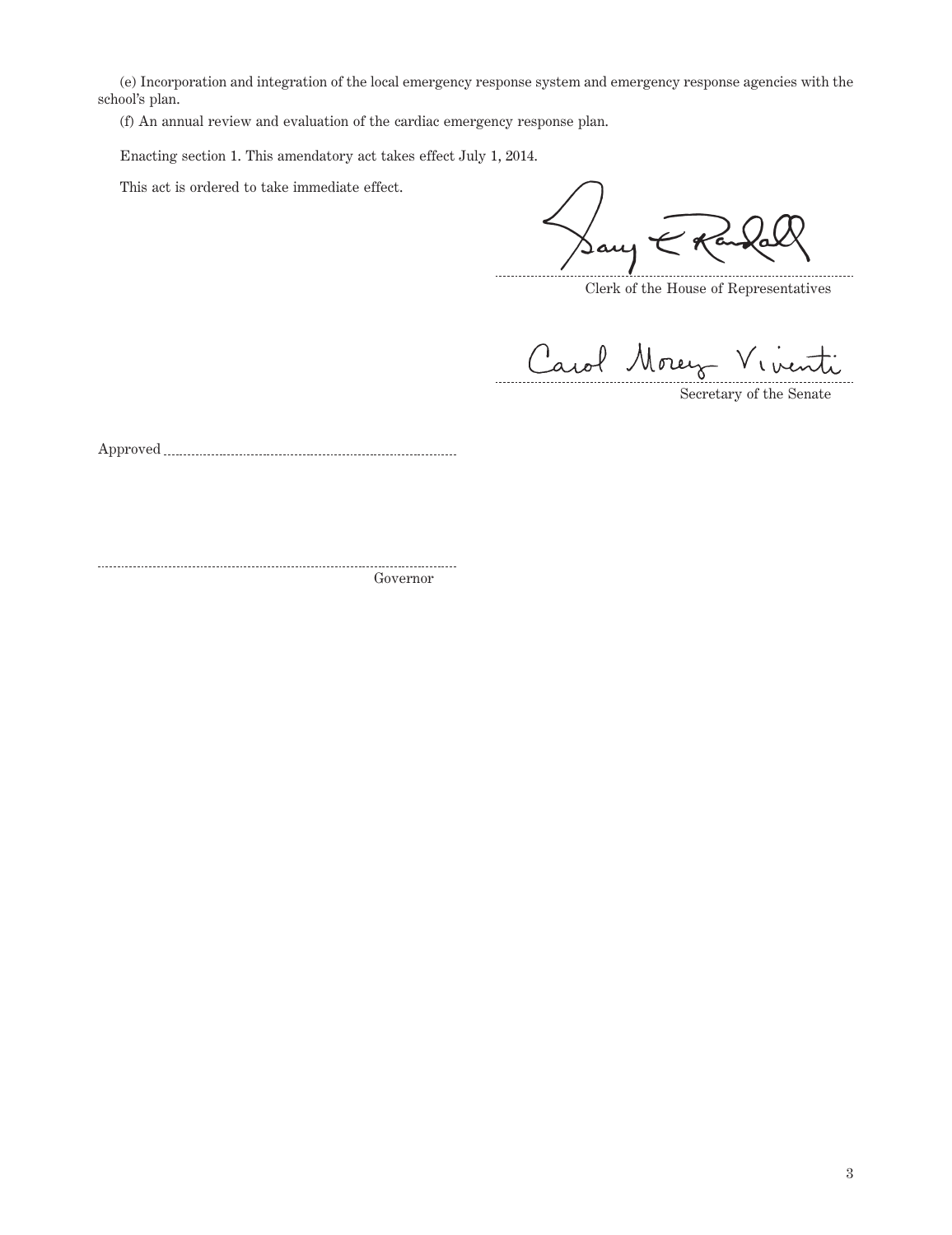(e) Incorporation and integration of the local emergency response system and emergency response agencies with the school's plan.

(f) An annual review and evaluation of the cardiac emergency response plan.

Enacting section 1. This amendatory act takes effect July 1, 2014.

This act is ordered to take immediate effect.

Gary E Randall

Clerk of the House of Representatives

Carol Morey Viventi

Secretary of the Senate

Approved ..........................................

..........................................

Governor